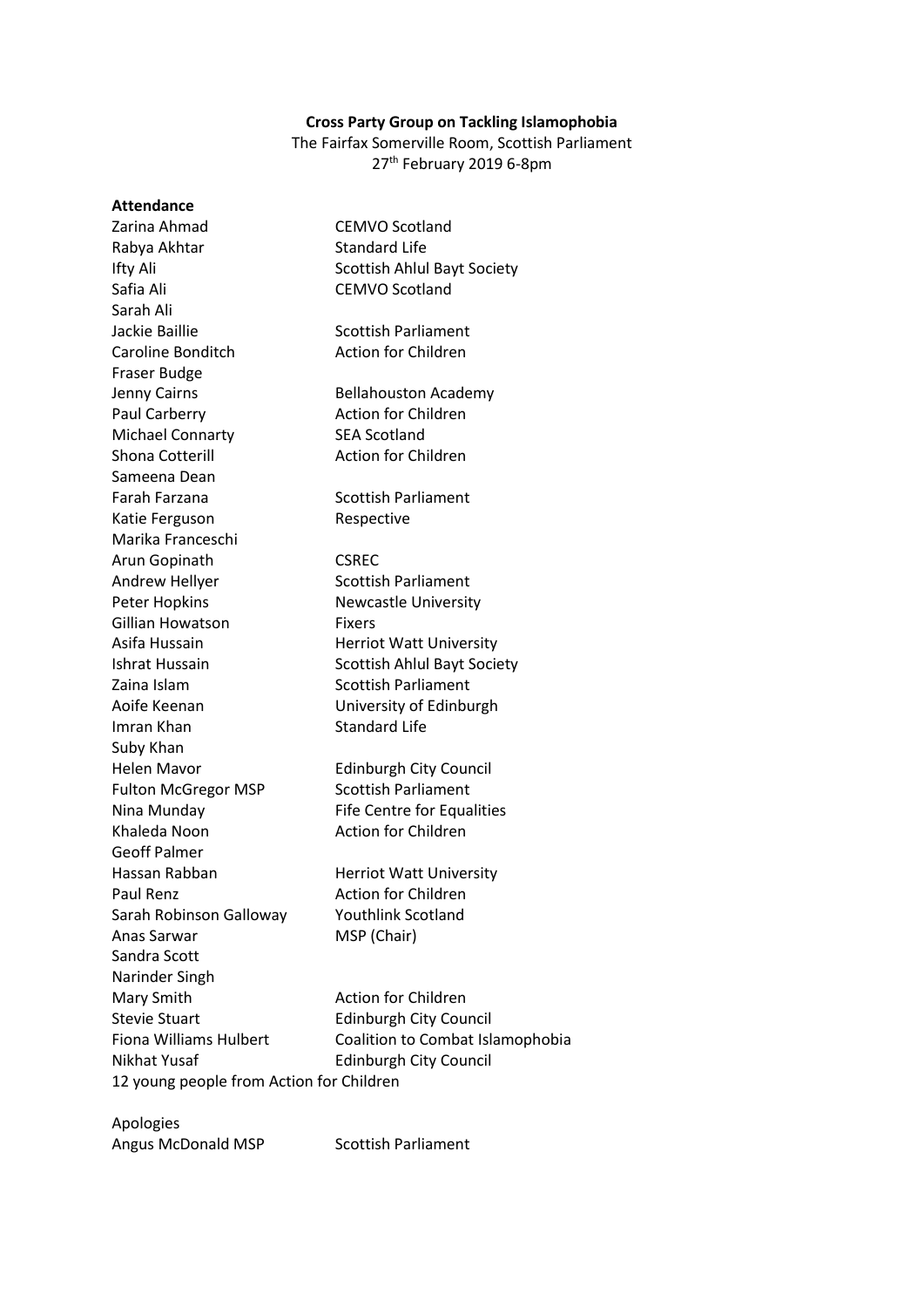**Cross Party Group on Tackling Islamophobia**

The Fairfax Somerville Room, Scottish Parliament

27th February 2019 6-8pm

**Attendance**

| | |
|---|---|
| Zarina Ahmad | CEMVO Scotland |
| Rabya Akhtar | Standard Life |
| Ifty Ali | Scottish Ahlul Bayt Society |
| Safia Ali | CEMVO Scotland |
| Sarah Ali | |
| Jackie Baillie | Scottish Parliament |
| Caroline Bonditch | Action for Children |
| Fraser Budge | |
| Jenny Cairns | Bellahouston Academy |
| Paul Carberry | Action for Children |
| Michael Connarty | SEA Scotland |
| Shona Cotterill | Action for Children |
| Sameena Dean | |
| Farah Farzana | Scottish Parliament |
| Katie Ferguson | Respective |
| Marika Franceschi | |
| Arun Gopinath | CSREC |
| Andrew Hellyer | Scottish Parliament |
| Peter Hopkins | Newcastle University |
| Gillian Howatson | Fixers |
| Asifa Hussain | Herriot Watt University |
| Ishrat Hussain | Scottish Ahlul Bayt Society |
| Zaina Islam | Scottish Parliament |
| Aoife Keenan | University of Edinburgh |
| Imran Khan | Standard Life |
| Suby Khan | |
| Helen Mavor | Edinburgh City Council |
| Fulton McGregor MSP | Scottish Parliament |
| Nina Munday | Fife Centre for Equalities |
| Khaleda Noon | Action for Children |
| Geoff Palmer | |
| Hassan Rabban | Herriot Watt University |
| Paul Renz | Action for Children |
| Sarah Robinson Galloway | Youthlink Scotland |
| Anas Sarwar | MSP (Chair) |
| Sandra Scott | |
| Narinder Singh | |
| Mary Smith | Action for Children |
| Stevie Stuart | Edinburgh City Council |
| Fiona Williams Hulbert | Coalition to Combat Islamophobia |
| Nikhat Yusaf | Edinburgh City Council |

12 young people from Action for Children

Apologies

| | |
|---|---|
| Angus McDonald MSP | Scottish Parliament |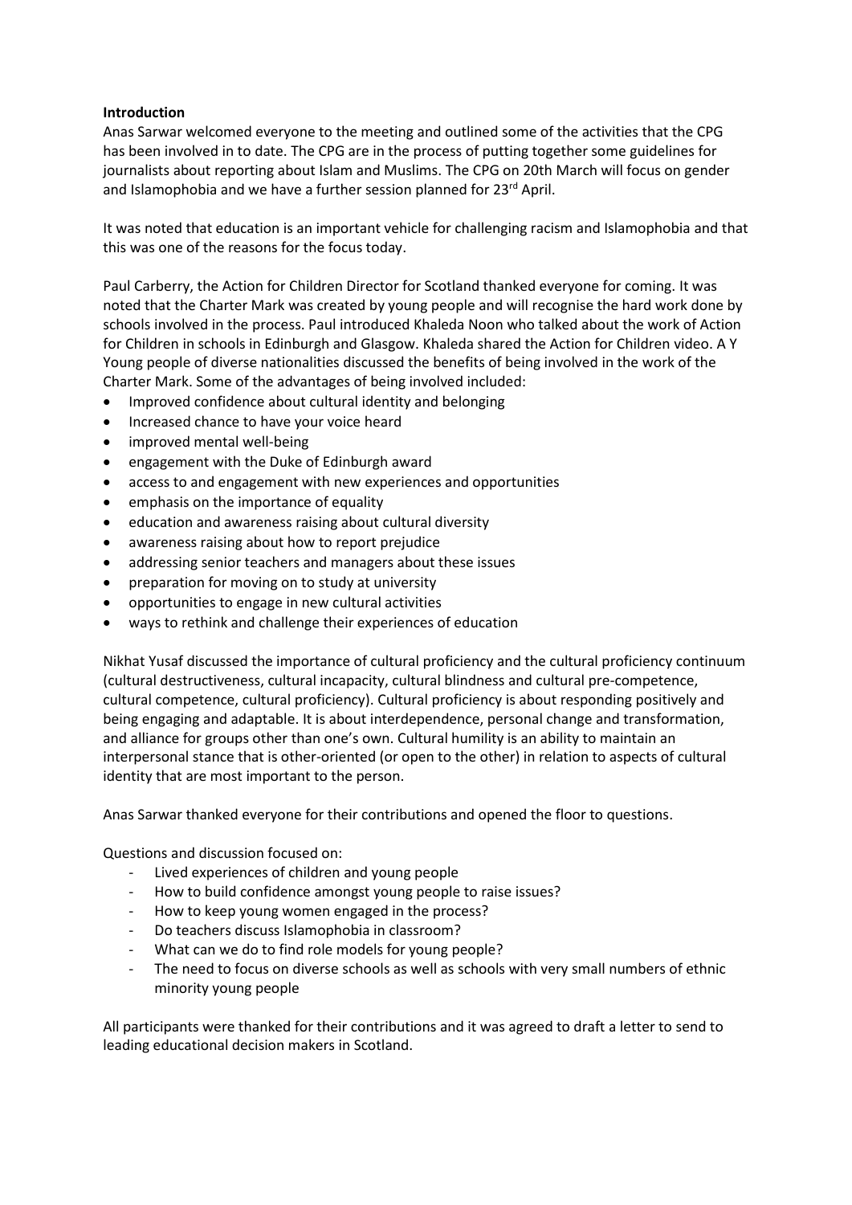**Introduction**

Anas Sarwar welcomed everyone to the meeting and outlined some of the activities that the CPG has been involved in to date. The CPG are in the process of putting together some guidelines for journalists about reporting about Islam and Muslims. The CPG on 20th March will focus on gender and Islamophobia and we have a further session planned for 23rd April.

It was noted that education is an important vehicle for challenging racism and Islamophobia and that this was one of the reasons for the focus today.

Paul Carberry, the Action for Children Director for Scotland thanked everyone for coming. It was noted that the Charter Mark was created by young people and will recognise the hard work done by schools involved in the process. Paul introduced Khaleda Noon who talked about the work of Action for Children in schools in Edinburgh and Glasgow. Khaleda shared the Action for Children video. A Y Young people of diverse nationalities discussed the benefits of being involved in the work of the Charter Mark. Some of the advantages of being involved included:

- Improved confidence about cultural identity and belonging
- Increased chance to have your voice heard
- improved mental well-being
- engagement with the Duke of Edinburgh award
- access to and engagement with new experiences and opportunities
- emphasis on the importance of equality
- education and awareness raising about cultural diversity
- awareness raising about how to report prejudice
- addressing senior teachers and managers about these issues
- preparation for moving on to study at university
- opportunities to engage in new cultural activities
- ways to rethink and challenge their experiences of education

Nikhat Yusaf discussed the importance of cultural proficiency and the cultural proficiency continuum (cultural destructiveness, cultural incapacity, cultural blindness and cultural pre-competence, cultural competence, cultural proficiency). Cultural proficiency is about responding positively and being engaging and adaptable. It is about interdependence, personal change and transformation, and alliance for groups other than one's own. Cultural humility is an ability to maintain an interpersonal stance that is other-oriented (or open to the other) in relation to aspects of cultural identity that are most important to the person.

Anas Sarwar thanked everyone for their contributions and opened the floor to questions.

Questions and discussion focused on:

- Lived experiences of children and young people
- How to build confidence amongst young people to raise issues?
- How to keep young women engaged in the process?
- Do teachers discuss Islamophobia in classroom?
- What can we do to find role models for young people?
- The need to focus on diverse schools as well as schools with very small numbers of ethnic minority young people

All participants were thanked for their contributions and it was agreed to draft a letter to send to leading educational decision makers in Scotland.